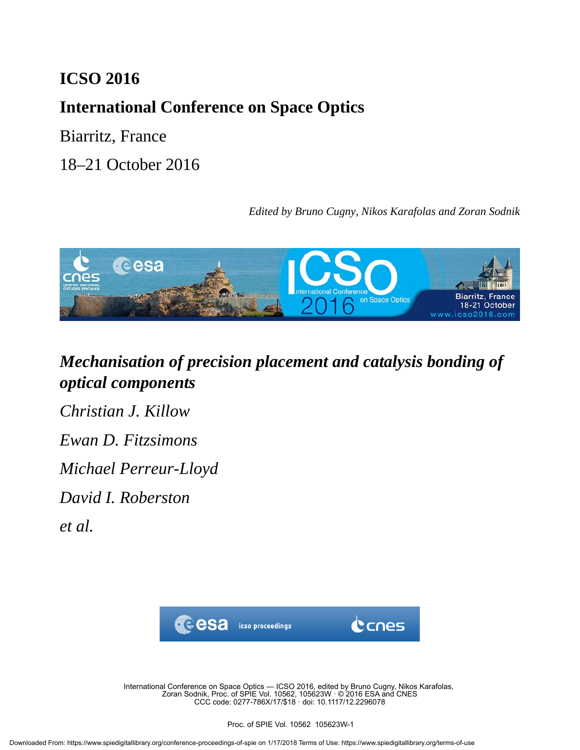# ICSO 2016

## International Conference on Space Optics

Biarritz, France

18–21 October 2016

*Edited by Bruno Cugny, Nikos Karafolas and Zoran Sodnik*

## *Mechanisation of precision placement and catalysis bonding of optical components*

*Christian J. Killow*

*Ewan D. Fitzsimons*

*Michael Perreur-Lloyd*

*David I. Robertson*

*et al.*

International Conference on Space Optics — ICSO 2016, edited by Bruno Cugny, Nikos Karafolas, Zoran Sodnik, Proc. of SPIE Vol. 10562, 105623W · © 2016 ESA and CNES CCC code: 0277-786X/17/$18 · doi: 10.1117/12.2296078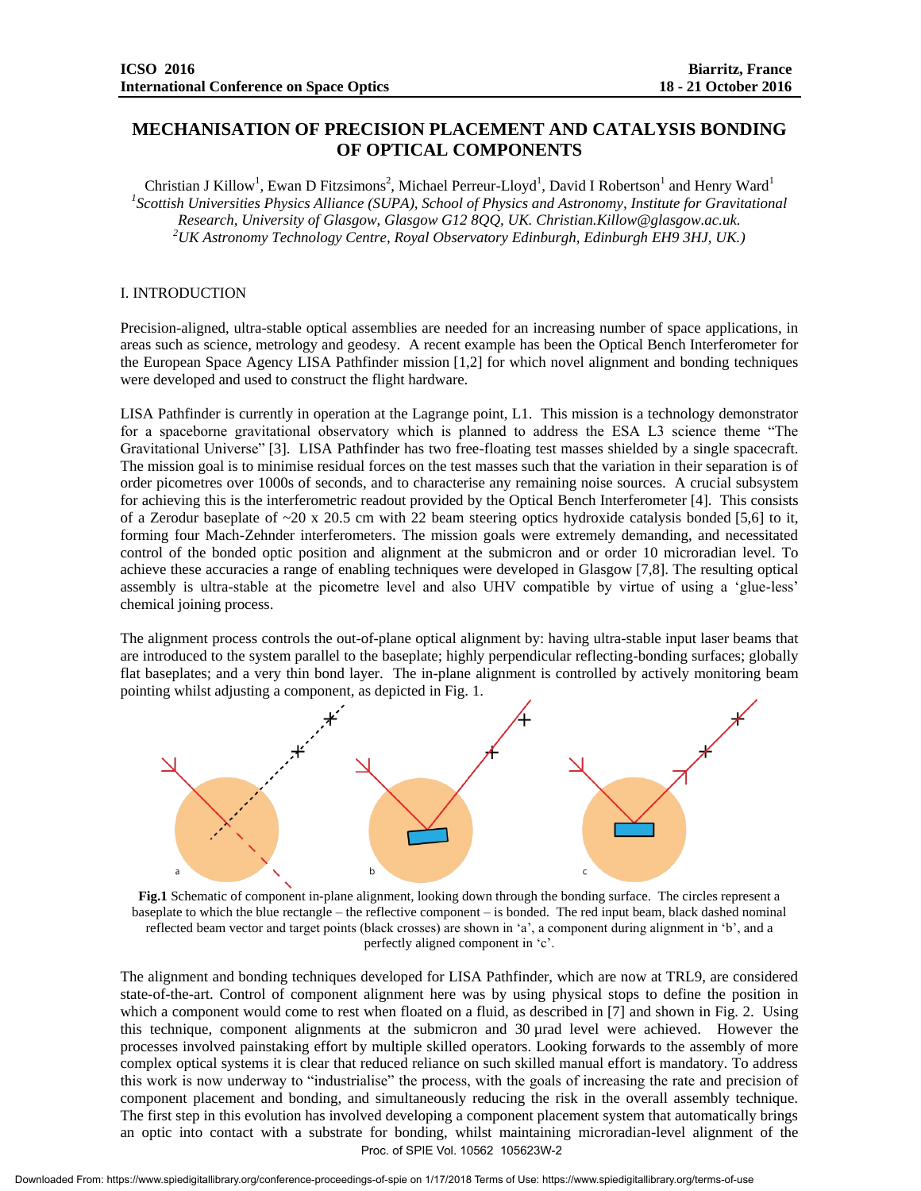# MECHANISATION OF PRECISION PLACEMENT AND CATALYSIS BONDING OF OPTICAL COMPONENTS

Christian J Killow[1], Ewan D Fitzsimons[2], Michael Perreur-Lloyd[1], David I Robertson[1] and Henry Ward[1]

[1]*Scottish Universities Physics Alliance (SUPA), School of Physics and Astronomy, Institute for Gravitational Research, University of Glasgow, Glasgow G12 8QQ, UK. Christian.Killow@glasgow.ac.uk.*

[2]*UK Astronomy Technology Centre, Royal Observatory Edinburgh, Edinburgh EH9 3HJ, UK.)*

## I. INTRODUCTION

Precision-aligned, ultra-stable optical assemblies are needed for an increasing number of space applications, in areas such as science, metrology and geodesy. A recent example has been the Optical Bench Interferometer for the European Space Agency LISA Pathfinder mission [1,2] for which novel alignment and bonding techniques were developed and used to construct the flight hardware.

LISA Pathfinder is currently in operation at the Lagrange point, L1. This mission is a technology demonstrator for a spaceborne gravitational observatory which is planned to address the ESA L3 science theme "The Gravitational Universe" [3]. LISA Pathfinder has two free-floating test masses shielded by a single spacecraft. The mission goal is to minimise residual forces on the test masses such that the variation in their separation is of order picometres over 1000s of seconds, and to characterise any remaining noise sources. A crucial subsystem for achieving this is the interferometric readout provided by the Optical Bench Interferometer [4]. This consists of a Zerodur baseplate of ~20 x 20.5 cm with 22 beam steering optics hydroxide catalysis bonded [5,6] to it, forming four Mach-Zehnder interferometers. The mission goals were extremely demanding, and necessitated control of the bonded optic position and alignment at the submicron and or order 10 microradian level. To achieve these accuracies a range of enabling techniques were developed in Glasgow [7,8]. The resulting optical assembly is ultra-stable at the picometre level and also UHV compatible by virtue of using a 'glue-less' chemical joining process.

The alignment process controls the out-of-plane optical alignment by: having ultra-stable input laser beams that are introduced to the system parallel to the baseplate; highly perpendicular reflecting-bonding surfaces; globally flat baseplates; and a very thin bond layer. The in-plane alignment is controlled by actively monitoring beam pointing whilst adjusting a component, as depicted in Fig. 1.

**Fig.1** Schematic of component in-plane alignment, looking down through the bonding surface. The circles represent a baseplate to which the blue rectangle – the reflective component – is bonded. The red input beam, black dashed nominal reflected beam vector and target points (black crosses) are shown in 'a', a component during alignment in 'b', and a perfectly aligned component in 'c'.

The alignment and bonding techniques developed for LISA Pathfinder, which are now at TRL9, are considered state-of-the-art. Control of component alignment here was by using physical stops to define the position in which a component would come to rest when floated on a fluid, as described in [7] and shown in Fig. 2. Using this technique, component alignments at the submicron and 30 µrad level were achieved. However the processes involved painstaking effort by multiple skilled operators. Looking forwards to the assembly of more complex optical systems it is clear that reduced reliance on such skilled manual effort is mandatory. To address this work is now underway to "industrialise" the process, with the goals of increasing the rate and precision of component placement and bonding, and simultaneously reducing the risk in the overall assembly technique. The first step in this evolution has involved developing a component placement system that automatically brings an optic into contact with a substrate for bonding, whilst maintaining microradian-level alignment of the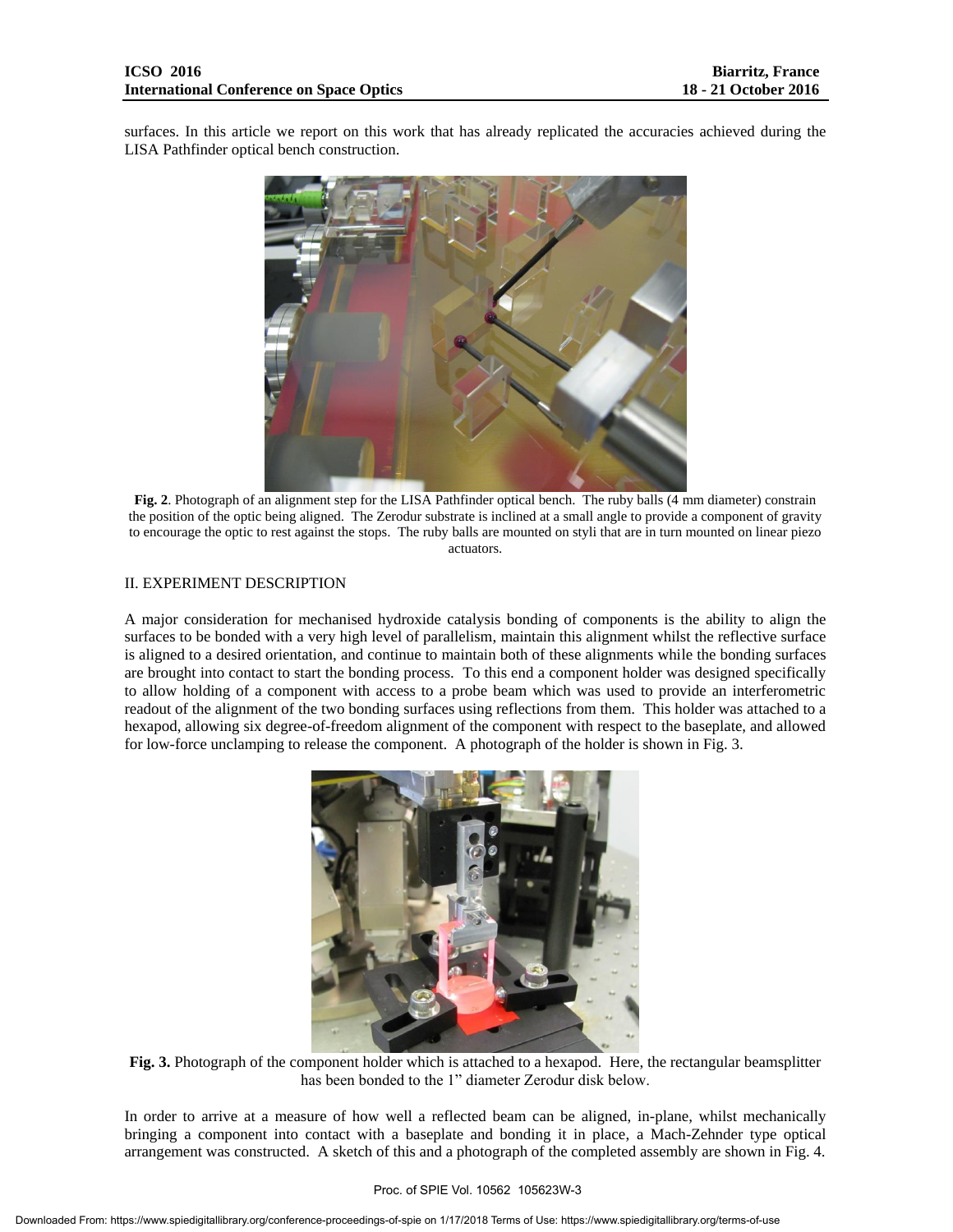surfaces. In this article we report on this work that has already replicated the accuracies achieved during the LISA Pathfinder optical bench construction.

**Fig. 2**. Photograph of an alignment step for the LISA Pathfinder optical bench. The ruby balls (4 mm diameter) constrain the position of the optic being aligned. The Zerodur substrate is inclined at a small angle to provide a component of gravity to encourage the optic to rest against the stops. The ruby balls are mounted on styli that are in turn mounted on linear piezo actuators.

## II. EXPERIMENT DESCRIPTION

A major consideration for mechanised hydroxide catalysis bonding of components is the ability to align the surfaces to be bonded with a very high level of parallelism, maintain this alignment whilst the reflective surface is aligned to a desired orientation, and continue to maintain both of these alignments while the bonding surfaces are brought into contact to start the bonding process. To this end a component holder was designed specifically to allow holding of a component with access to a probe beam which was used to provide an interferometric readout of the alignment of the two bonding surfaces using reflections from them. This holder was attached to a hexapod, allowing six degree-of-freedom alignment of the component with respect to the baseplate, and allowed for low-force unclamping to release the component. A photograph of the holder is shown in Fig. 3.

**Fig. 3.** Photograph of the component holder which is attached to a hexapod. Here, the rectangular beamsplitter has been bonded to the 1” diameter Zerodur disk below.

In order to arrive at a measure of how well a reflected beam can be aligned, in-plane, whilst mechanically bringing a component into contact with a baseplate and bonding it in place, a Mach-Zehnder type optical arrangement was constructed. A sketch of this and a photograph of the completed assembly are shown in Fig. 4.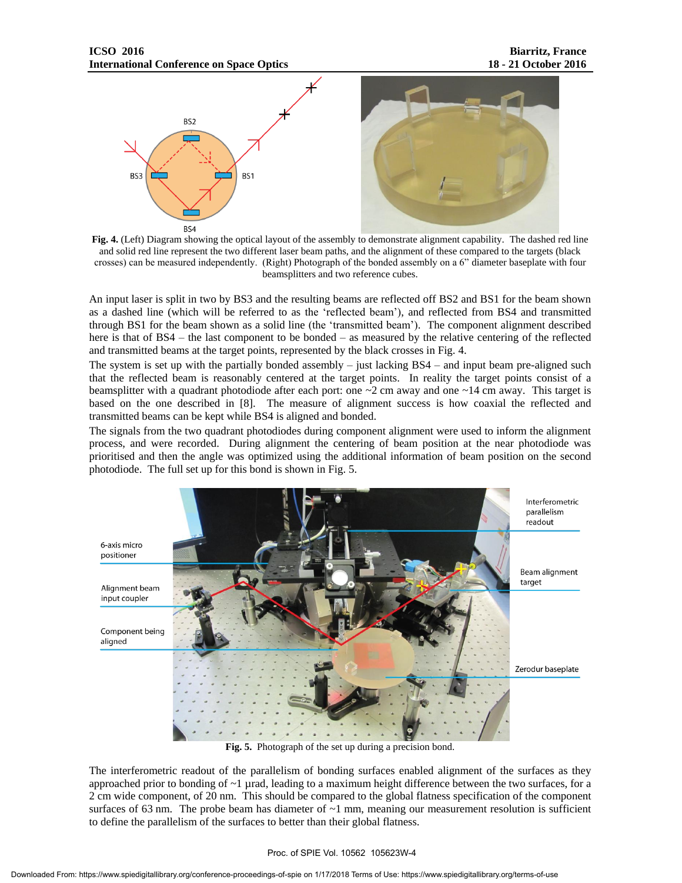**Fig. 4.** (Left) Diagram showing the optical layout of the assembly to demonstrate alignment capability. The dashed red line and solid red line represent the two different laser beam paths, and the alignment of these compared to the targets (black crosses) can be measured independently. (Right) Photograph of the bonded assembly on a 6" diameter baseplate with four beamsplitters and two reference cubes.

An input laser is split in two by BS3 and the resulting beams are reflected off BS2 and BS1 for the beam shown as a dashed line (which will be referred to as the 'reflected beam'), and reflected from BS4 and transmitted through BS1 for the beam shown as a solid line (the 'transmitted beam'). The component alignment described here is that of BS4 – the last component to be bonded – as measured by the relative centering of the reflected and transmitted beams at the target points, represented by the black crosses in Fig. 4.

The system is set up with the partially bonded assembly – just lacking BS4 – and input beam pre-aligned such that the reflected beam is reasonably centered at the target points. In reality the target points consist of a beamsplitter with a quadrant photodiode after each port: one ~2 cm away and one ~14 cm away. This target is based on the one described in [8]. The measure of alignment success is how coaxial the reflected and transmitted beams can be kept while BS4 is aligned and bonded.

The signals from the two quadrant photodiodes during component alignment were used to inform the alignment process, and were recorded. During alignment the centering of beam position at the near photodiode was prioritised and then the angle was optimized using the additional information of beam position on the second photodiode. The full set up for this bond is shown in Fig. 5.

**Fig. 5.** Photograph of the set up during a precision bond.

The interferometric readout of the parallelism of bonding surfaces enabled alignment of the surfaces as they approached prior to bonding of ~1 µrad, leading to a maximum height difference between the two surfaces, for a 2 cm wide component, of 20 nm. This should be compared to the global flatness specification of the component surfaces of 63 nm. The probe beam has diameter of ~1 mm, meaning our measurement resolution is sufficient to define the parallelism of the surfaces to better than their global flatness.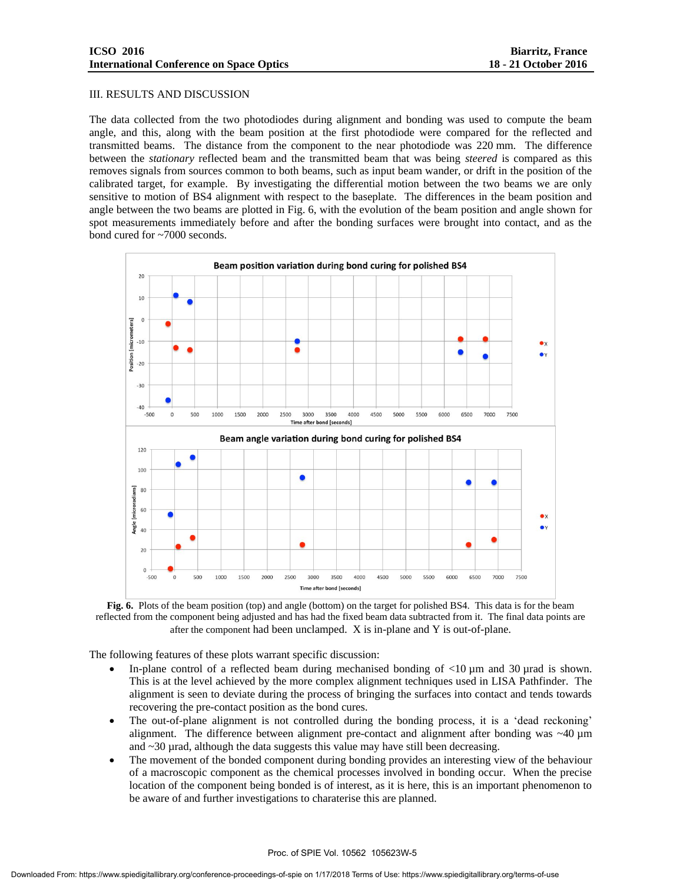## III. RESULTS AND DISCUSSION

The data collected from the two photodiodes during alignment and bonding was used to compute the beam angle, and this, along with the beam position at the first photodiode were compared for the reflected and transmitted beams. The distance from the component to the near photodiode was 220 mm. The difference between the *stationary* reflected beam and the transmitted beam that was being *steered* is compared as this removes signals from sources common to both beams, such as input beam wander, or drift in the position of the calibrated target, for example. By investigating the differential motion between the two beams we are only sensitive to motion of BS4 alignment with respect to the baseplate. The differences in the beam position and angle between the two beams are plotted in Fig. 6, with the evolution of the beam position and angle shown for spot measurements immediately before and after the bonding surfaces were brought into contact, and as the bond cured for ~7000 seconds.

**Fig. 6.** Plots of the beam position (top) and angle (bottom) on the target for polished BS4. This data is for the beam reflected from the component being adjusted and has had the fixed beam data subtracted from it. The final data points are after the component had been unclamped. X is in-plane and Y is out-of-plane.

The following features of these plots warrant specific discussion:

- In-plane control of a reflected beam during mechanised bonding of <10 µm and 30 µrad is shown. This is at the level achieved by the more complex alignment techniques used in LISA Pathfinder. The alignment is seen to deviate during the process of bringing the surfaces into contact and tends towards recovering the pre-contact position as the bond cures.
- The out-of-plane alignment is not controlled during the bonding process, it is a 'dead reckoning' alignment. The difference between alignment pre-contact and alignment after bonding was ~40 µm and ~30 µrad, although the data suggests this value may have still been decreasing.
- The movement of the bonded component during bonding provides an interesting view of the behaviour of a macroscopic component as the chemical processes involved in bonding occur. When the precise location of the component being bonded is of interest, as it is here, this is an important phenomenon to be aware of and further investigations to charaterise this are planned.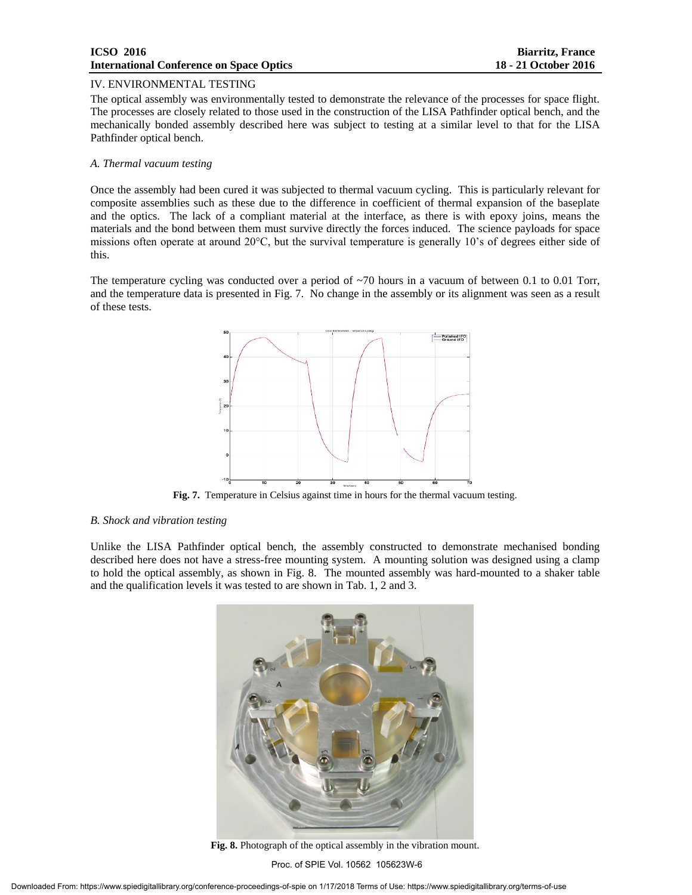## IV. ENVIRONMENTAL TESTING

The optical assembly was environmentally tested to demonstrate the relevance of the processes for space flight. The processes are closely related to those used in the construction of the LISA Pathfinder optical bench, and the mechanically bonded assembly described here was subject to testing at a similar level to that for the LISA Pathfinder optical bench.

### *A. Thermal vacuum testing*

Once the assembly had been cured it was subjected to thermal vacuum cycling. This is particularly relevant for composite assemblies such as these due to the difference in coefficient of thermal expansion of the baseplate and the optics. The lack of a compliant material at the interface, as there is with epoxy joins, means the materials and the bond between them must survive directly the forces induced. The science payloads for space missions often operate at around 20°C, but the survival temperature is generally 10's of degrees either side of this.

The temperature cycling was conducted over a period of ~70 hours in a vacuum of between 0.1 to 0.01 Torr, and the temperature data is presented in Fig. 7. No change in the assembly or its alignment was seen as a result of these tests.

**Fig. 7.** Temperature in Celsius against time in hours for the thermal vacuum testing.

### *B. Shock and vibration testing*

Unlike the LISA Pathfinder optical bench, the assembly constructed to demonstrate mechanised bonding described here does not have a stress-free mounting system. A mounting solution was designed using a clamp to hold the optical assembly, as shown in Fig. 8. The mounted assembly was hard-mounted to a shaker table and the qualification levels it was tested to are shown in Tab. 1, 2 and 3.

**Fig. 8.** Photograph of the optical assembly in the vibration mount.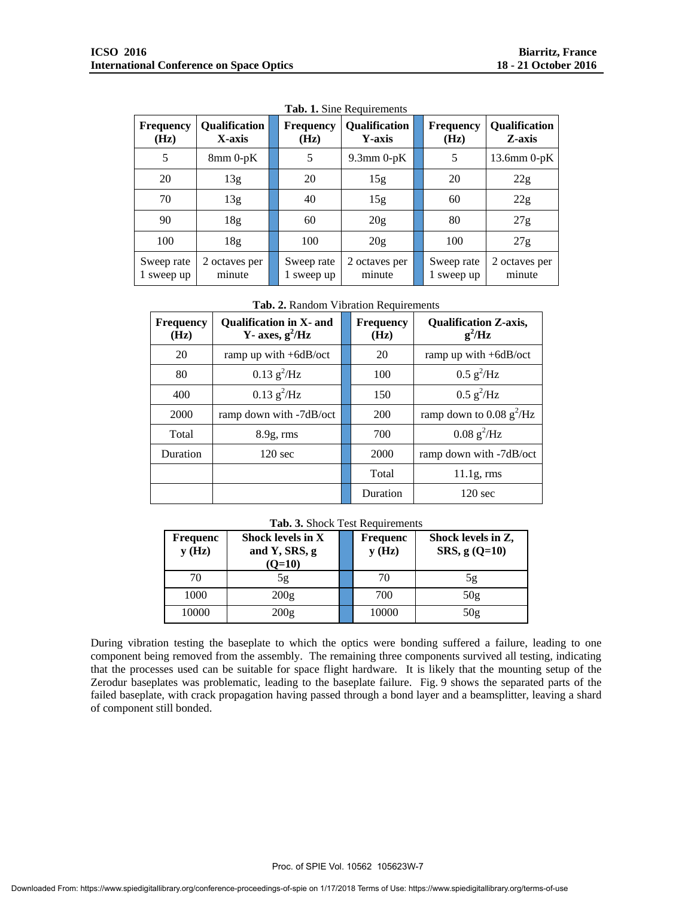**Tab. 1.** Sine Requirements

| Frequency (Hz) | Qualification X-axis | | Frequency (Hz) | Qualification Y-axis | | Frequency (Hz) | Qualification Z-axis |
|---|---|---|---|---|---|---|---|
| 5 | 8mm 0-pK | | 5 | 9.3mm 0-pK | | 5 | 13.6mm 0-pK |
| 20 | 13g | | 20 | 15g | | 20 | 22g |
| 70 | 13g | | 40 | 15g | | 60 | 22g |
| 90 | 18g | | 60 | 20g | | 80 | 27g |
| 100 | 18g | | 100 | 20g | | 100 | 27g |
| Sweep rate 1 sweep up | 2 octaves per minute | | Sweep rate 1 sweep up | 2 octaves per minute | | Sweep rate 1 sweep up | 2 octaves per minute |

**Tab. 2.** Random Vibration Requirements

| Frequency (Hz) | Qualification in X- and Y- axes, $g^2/Hz$ | | Frequency (Hz) | Qualification Z-axis, $g^2/Hz$ |
|---|---|---|---|---|
| 20 | ramp up with +6dB/oct | | 20 | ramp up with +6dB/oct |
| 80 | 0.13 $g^2/Hz$ | | 100 | 0.5 $g^2/Hz$ |
| 400 | 0.13 $g^2/Hz$ | | 150 | 0.5 $g^2/Hz$ |
| 2000 | ramp down with -7dB/oct | | 200 | ramp down to 0.08 $g^2/Hz$ |
| Total | 8.9g, rms | | 700 | 0.08 $g^2/Hz$ |
| Duration | 120 sec | | 2000 | ramp down with -7dB/oct |
| | | | Total | 11.1g, rms |
| | | | Duration | 120 sec |

**Tab. 3.** Shock Test Requirements

| Frequency (Hz) | Shock levels in X and Y, SRS, g (Q=10) | | Frequency (Hz) | Shock levels in Z, SRS, g (Q=10) |
|---|---|---|---|---|
| 70 | 5g | | 70 | 5g |
| 1000 | 200g | | 700 | 50g |
| 10000 | 200g | | 10000 | 50g |

During vibration testing the baseplate to which the optics were bonding suffered a failure, leading to one component being removed from the assembly. The remaining three components survived all testing, indicating that the processes used can be suitable for space flight hardware. It is likely that the mounting setup of the Zerodur baseplates was problematic, leading to the baseplate failure. Fig. 9 shows the separated parts of the failed baseplate, with crack propagation having passed through a bond layer and a beamsplitter, leaving a shard of component still bonded.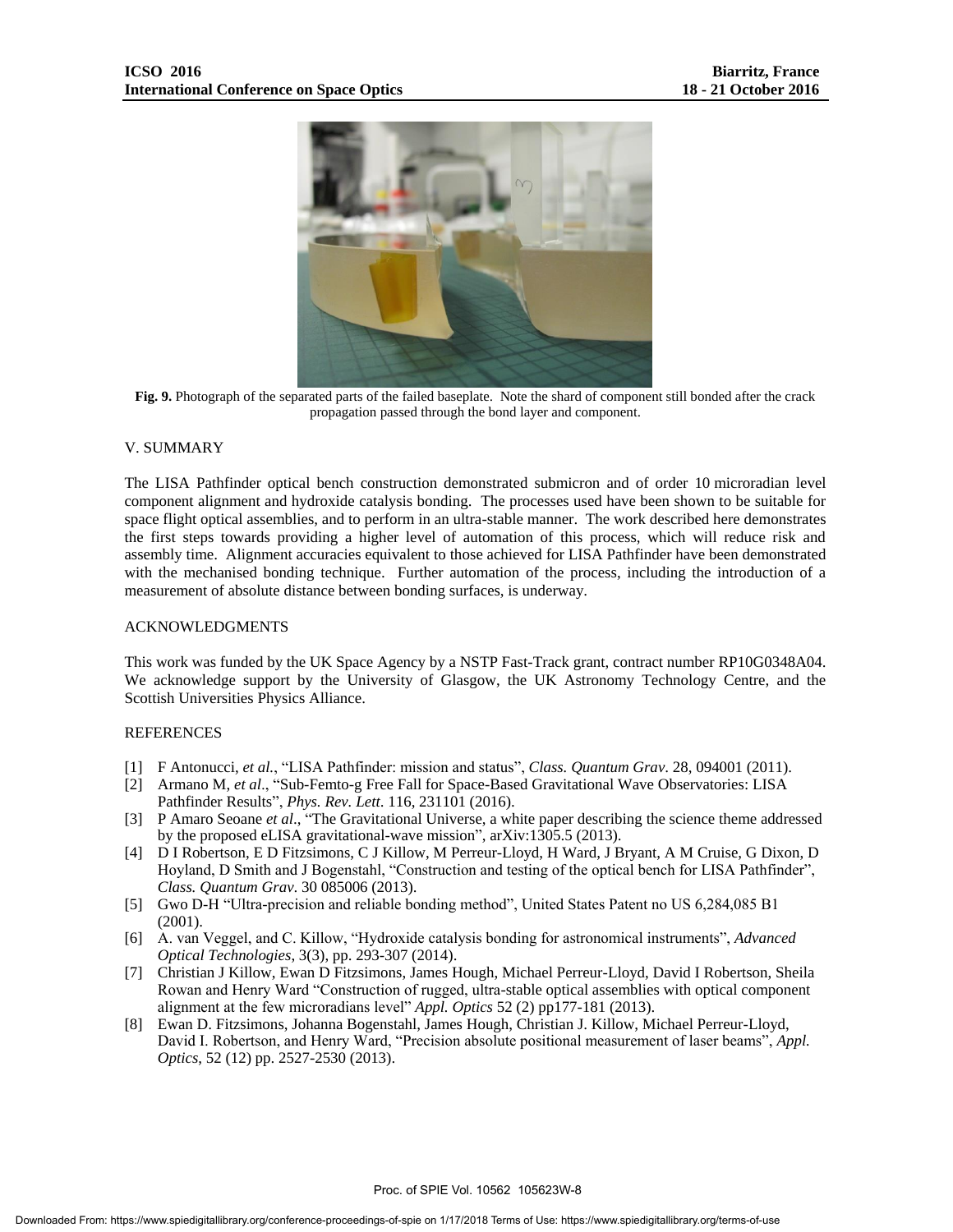**Fig. 9.** Photograph of the separated parts of the failed baseplate. Note the shard of component still bonded after the crack propagation passed through the bond layer and component.

## V. SUMMARY

The LISA Pathfinder optical bench construction demonstrated submicron and of order 10 microradian level component alignment and hydroxide catalysis bonding. The processes used have been shown to be suitable for space flight optical assemblies, and to perform in an ultra-stable manner. The work described here demonstrates the first steps towards providing a higher level of automation of this process, which will reduce risk and assembly time. Alignment accuracies equivalent to those achieved for LISA Pathfinder have been demonstrated with the mechanised bonding technique. Further automation of the process, including the introduction of a measurement of absolute distance between bonding surfaces, is underway.

## ACKNOWLEDGMENTS

This work was funded by the UK Space Agency by a NSTP Fast-Track grant, contract number RP10G0348A04. We acknowledge support by the University of Glasgow, the UK Astronomy Technology Centre, and the Scottish Universities Physics Alliance.

## REFERENCES

[1] F Antonucci, *et al.*, "LISA Pathfinder: mission and status", *Class. Quantum Grav*. 28, 094001 (2011).

[2] Armano M, *et al*., "Sub-Femto-g Free Fall for Space-Based Gravitational Wave Observatories: LISA Pathfinder Results", *Phys. Rev. Lett*. 116, 231101 (2016).

[3] P Amaro Seoane *et al*., "The Gravitational Universe, a white paper describing the science theme addressed by the proposed eLISA gravitational-wave mission", arXiv:1305.5 (2013).

[4] D I Robertson, E D Fitzsimons, C J Killow, M Perreur-Lloyd, H Ward, J Bryant, A M Cruise, G Dixon, D Hoyland, D Smith and J Bogenstahl, "Construction and testing of the optical bench for LISA Pathfinder", *Class. Quantum Grav*. 30 085006 (2013).

[5] Gwo D-H "Ultra-precision and reliable bonding method", United States Patent no US 6,284,085 B1 (2001).

[6] A. van Veggel, and C. Killow, "Hydroxide catalysis bonding for astronomical instruments", *Advanced Optical Technologies*, 3(3), pp. 293-307 (2014).

[7] Christian J Killow, Ewan D Fitzsimons, James Hough, Michael Perreur-Lloyd, David I Robertson, Sheila Rowan and Henry Ward "Construction of rugged, ultra-stable optical assemblies with optical component alignment at the few microradians level" *Appl. Optics* 52 (2) pp177-181 (2013).

[8] Ewan D. Fitzsimons, Johanna Bogenstahl, James Hough, Christian J. Killow, Michael Perreur-Lloyd, David I. Robertson, and Henry Ward, "Precision absolute positional measurement of laser beams", *Appl. Optics*, 52 (12) pp. 2527-2530 (2013).